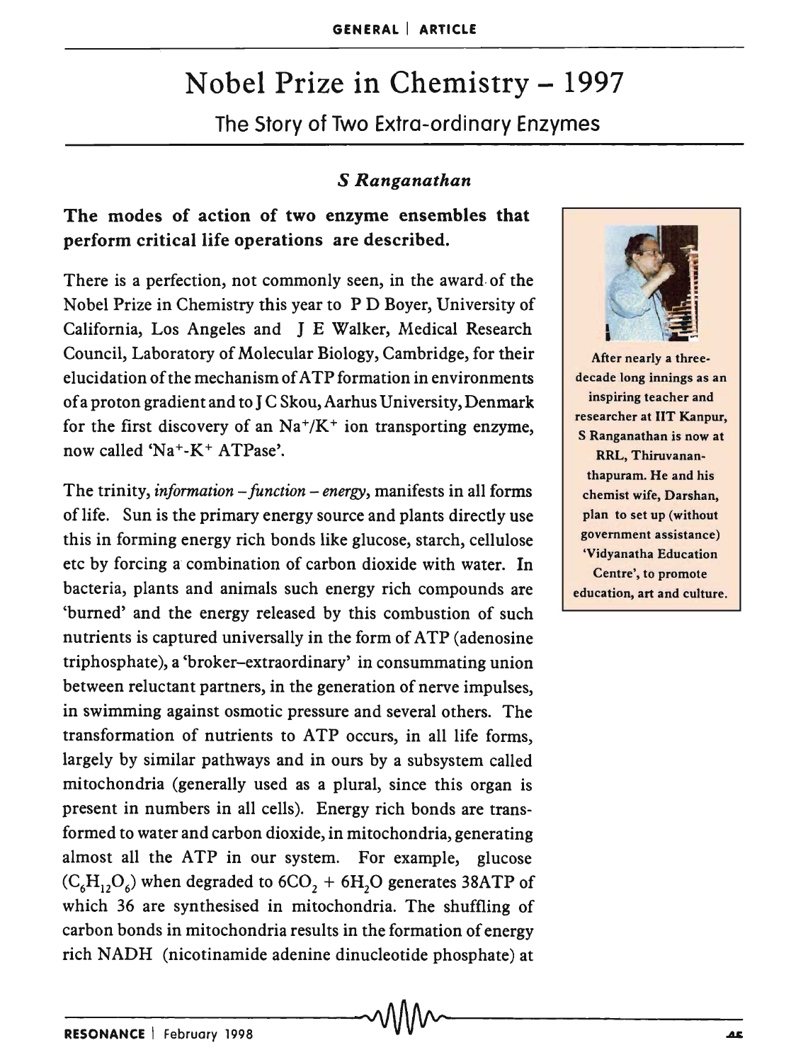# Nobel Prize in Chemistry – 1997

## The Story of Two Extra-ordinary Enzymes

***S Ranganathan***

**The modes of action of two enzyme ensembles that perform critical life operations are described.**

There is a perfection, not commonly seen, in the award of the Nobel Prize in Chemistry this year to P D Boyer, University of California, Los Angeles and J E Walker, Medical Research Council, Laboratory of Molecular Biology, Cambridge, for their elucidation of the mechanism of ATP formation in environments of a proton gradient and to J C Skou, Aarhus University, Denmark for the first discovery of an $Na^+/K^+$ ion transporting enzyme, now called '$Na^+$-$K^+$ ATPase'.

The trinity, *information – function – energy*, manifests in all forms of life. Sun is the primary energy source and plants directly use this in forming energy rich bonds like glucose, starch, cellulose etc by forcing a combination of carbon dioxide with water. In bacteria, plants and animals such energy rich compounds are 'burned' and the energy released by this combustion of such nutrients is captured universally in the form of ATP (adenosine triphosphate), a 'broker–extraordinary' in consummating union between reluctant partners, in the generation of nerve impulses, in swimming against osmotic pressure and several others. The transformation of nutrients to ATP occurs, in all life forms, largely by similar pathways and in ours by a subsystem called mitochondria (generally used as a plural, since this organ is present in numbers in all cells). Energy rich bonds are transformed to water and carbon dioxide, in mitochondria, generating almost all the ATP in our system. For example, glucose ($C_6H_{12}O_6$) when degraded to $6CO_2 + 6H_2O$ generates 38ATP of which 36 are synthesised in mitochondria. The shuffling of carbon bonds in mitochondria results in the formation of energy rich NADH (nicotinamide adenine dinucleotide phosphate) at

After nearly a three-decade long innings as an inspiring teacher and researcher at IIT Kanpur, S Ranganathan is now at RRL, Thiruvananthapuram. He and his chemist wife, Darshan, plan to set up (without government assistance) 'Vidyanatha Education Centre', to promote education, art and culture.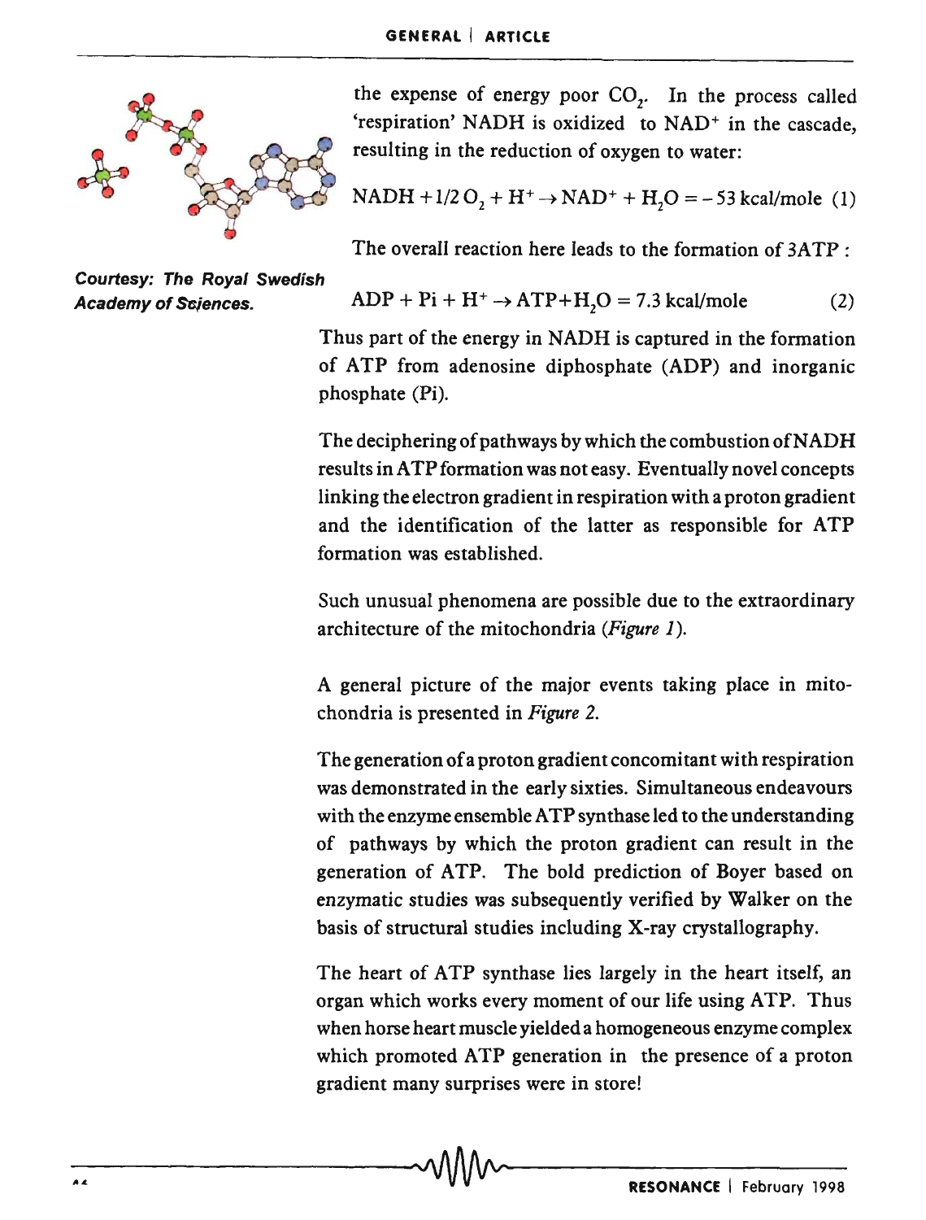Courtesy: The Royal Swedish Academy of Sciences.

the expense of energy poor $CO_2$. In the process called 'respiration' NADH is oxidized to $NAD^+$ in the cascade, resulting in the reduction of oxygen to water:

$$NADH + 1/2\,O_2 + H^+ \rightarrow NAD^+ + H_2O = -53 \text{ kcal/mole} \quad (1)$$

The overall reaction here leads to the formation of 3ATP :

$$ADP + Pi + H^+ \rightarrow ATP + H_2O = 7.3 \text{ kcal/mole} \quad (2)$$

Thus part of the energy in NADH is captured in the formation of ATP from adenosine diphosphate (ADP) and inorganic phosphate (Pi).

The deciphering of pathways by which the combustion of NADH results in ATP formation was not easy. Eventually novel concepts linking the electron gradient in respiration with a proton gradient and the identification of the latter as responsible for ATP formation was established.

Such unusual phenomena are possible due to the extraordinary architecture of the mitochondria (*Figure 1*).

A general picture of the major events taking place in mitochondria is presented in *Figure 2*.

The generation of a proton gradient concomitant with respiration was demonstrated in the early sixties. Simultaneous endeavours with the enzyme ensemble ATP synthase led to the understanding of pathways by which the proton gradient can result in the generation of ATP. The bold prediction of Boyer based on enzymatic studies was subsequently verified by Walker on the basis of structural studies including X-ray crystallography.

The heart of ATP synthase lies largely in the heart itself, an organ which works every moment of our life using ATP. Thus when horse heart muscle yielded a homogeneous enzyme complex which promoted ATP generation in the presence of a proton gradient many surprises were in store!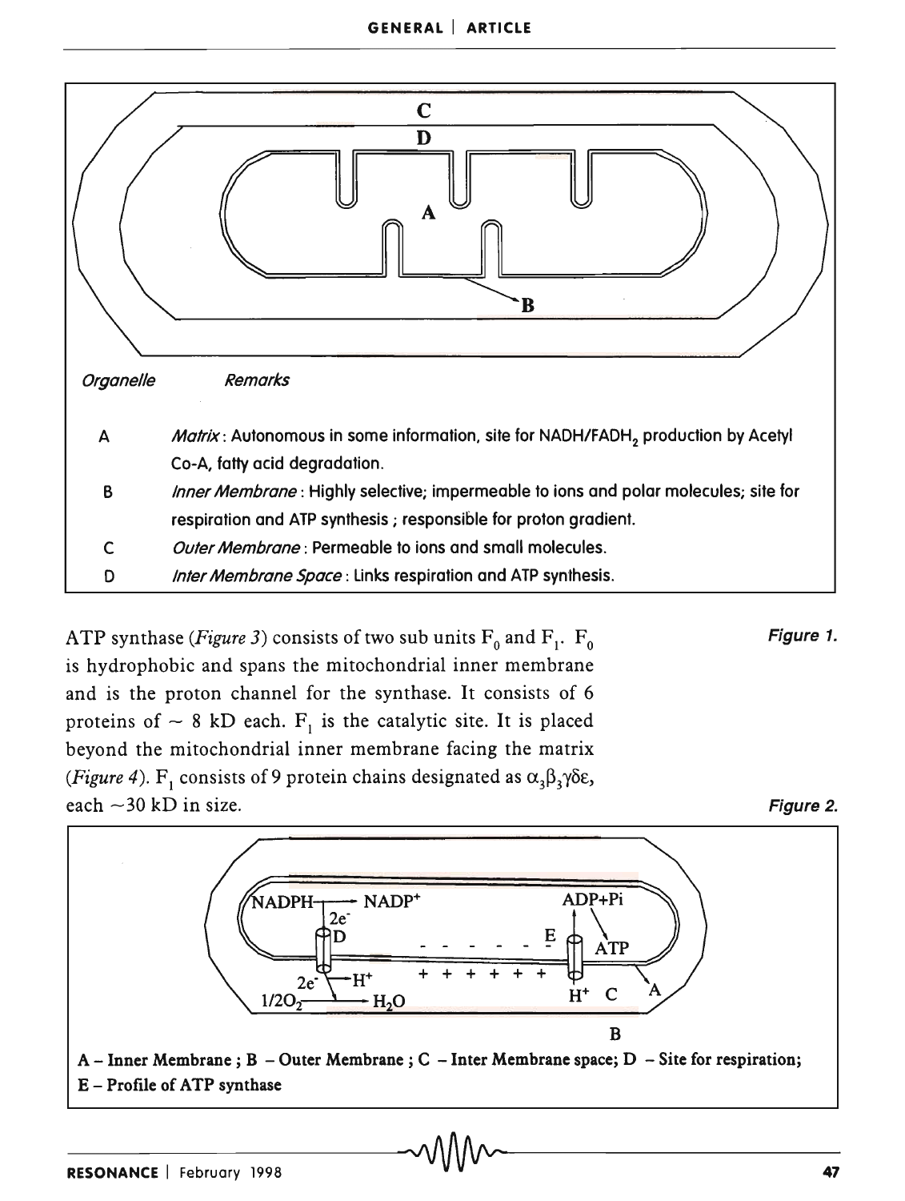| Organelle | Remarks |
| --- | --- |
| A | *Matrix*: Autonomous in some information, site for NADH/$FADH_2$ production by Acetyl Co-A, fatty acid degradation. |
| B | *Inner Membrane*: Highly selective; impermeable to ions and polar molecules; site for respiration and ATP synthesis ; responsible for proton gradient. |
| C | *Outer Membrane*: Permeable to ions and small molecules. |
| D | *Inter Membrane Space*: Links respiration and ATP synthesis. |

**Figure 1.**

ATP synthase (*Figure 3*) consists of two sub units $F_0$ and $F_1$. $F_0$ is hydrophobic and spans the mitochondrial inner membrane and is the proton channel for the synthase. It consists of 6 proteins of ~ 8 kD each. $F_1$ is the catalytic site. It is placed beyond the mitochondrial inner membrane facing the matrix (*Figure 4*). $F_1$ consists of 9 protein chains designated as $\alpha_3\beta_3\gamma\delta\varepsilon$, each ~30 kD in size.

**Figure 2.**

A – Inner Membrane ; B – Outer Membrane ; C – Inter Membrane space; D – Site for respiration; E – Profile of ATP synthase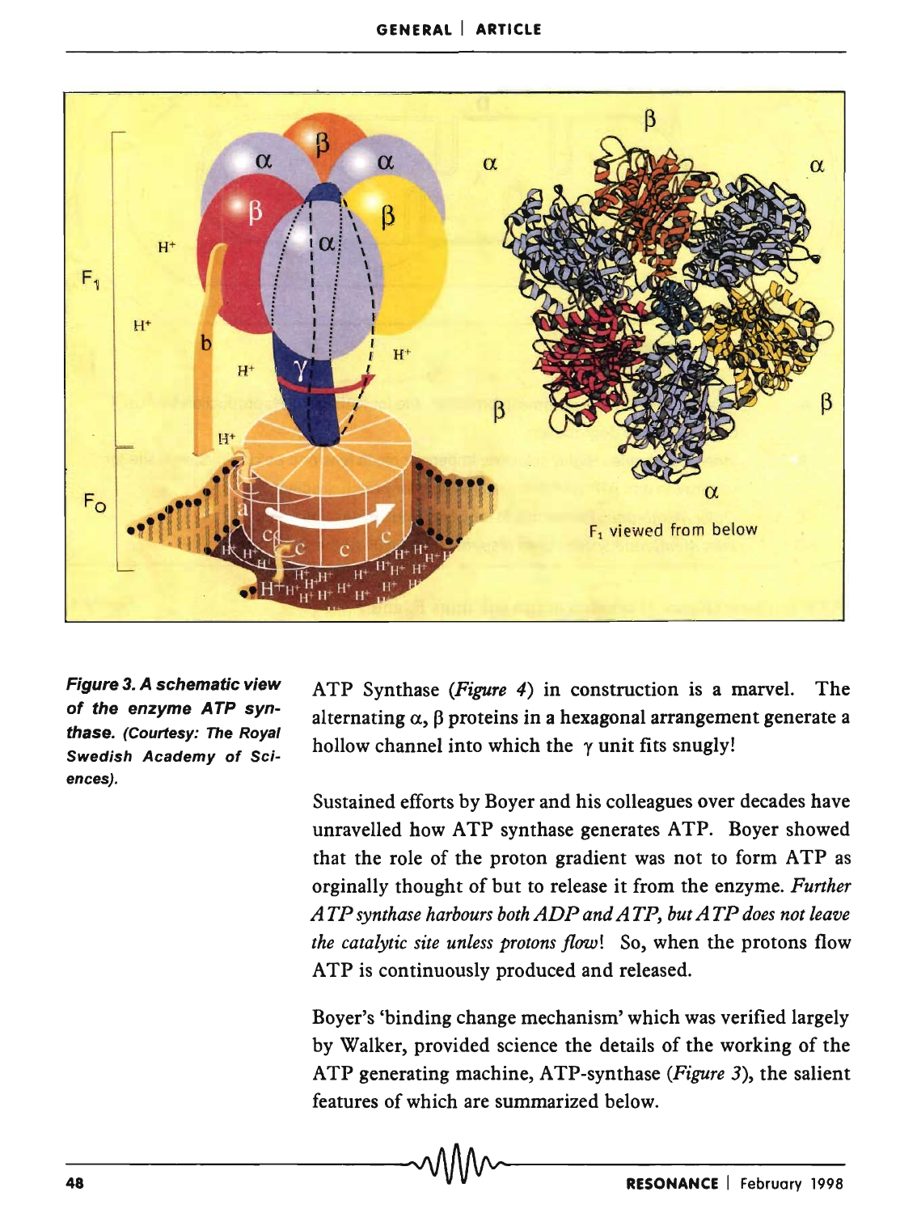**Figure 3. A schematic view of the enzyme ATP synthase.** (Courtesy: The Royal Swedish Academy of Sciences).

ATP Synthase (*Figure 4*) in construction is a marvel. The alternating $\alpha$, $\beta$ proteins in a hexagonal arrangement generate a hollow channel into which the $\gamma$ unit fits snugly!

Sustained efforts by Boyer and his colleagues over decades have unravelled how ATP synthase generates ATP. Boyer showed that the role of the proton gradient was not to form ATP as orginally thought of but to release it from the enzyme. *Further ATP synthase harbours both ADP and ATP, but ATP does not leave the catalytic site unless protons flow*! So, when the protons flow ATP is continuously produced and released.

Boyer's 'binding change mechanism' which was verified largely by Walker, provided science the details of the working of the ATP generating machine, ATP-synthase (*Figure 3*), the salient features of which are summarized below.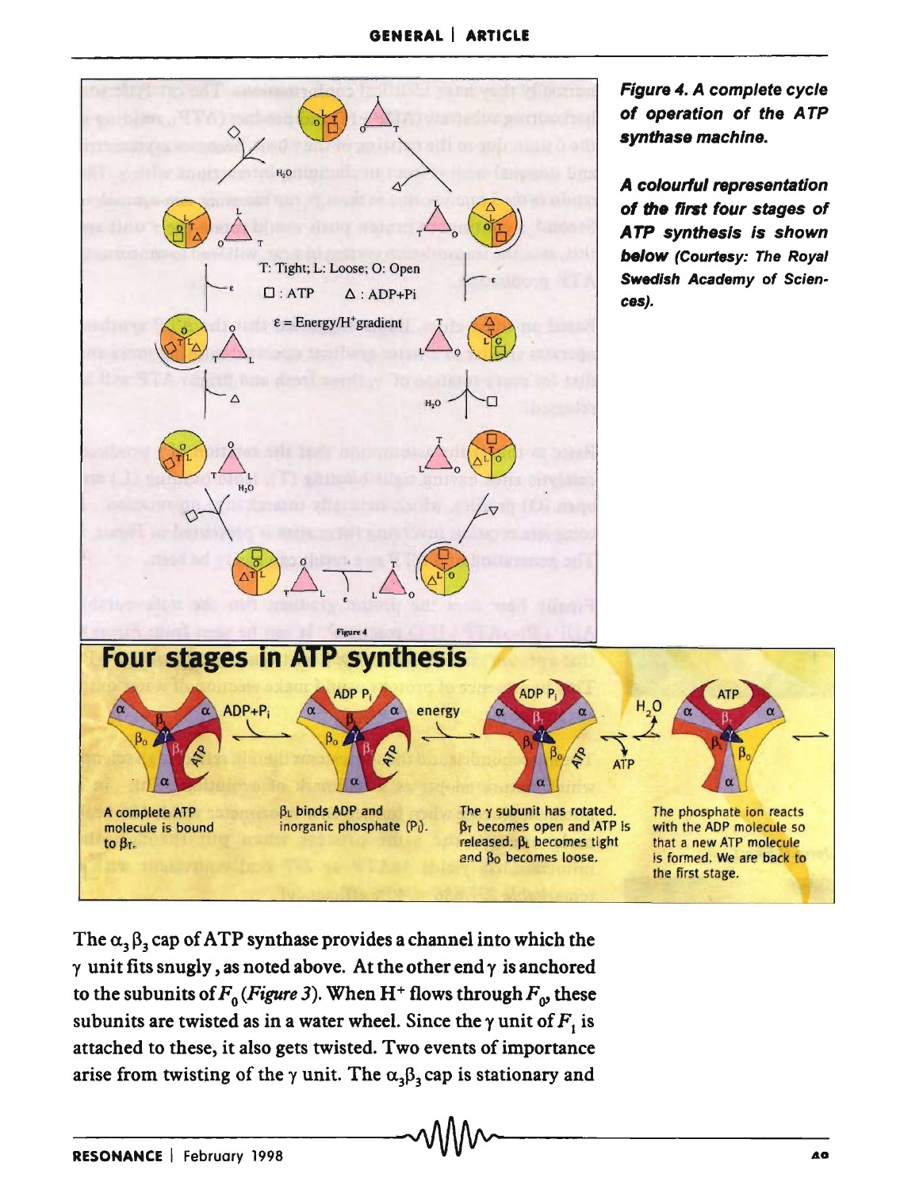*Figure 4. A complete cycle of operation of the ATP synthase machine.*

***A colourful representation of the first four stages of ATP synthesis is shown below** (Courtesy: The Royal Swedish Academy of Sciences).*

The $\alpha_3\beta_3$ cap of ATP synthase provides a channel into which the $\gamma$ unit fits snugly, as noted above. At the other end $\gamma$ is anchored to the subunits of $F_0$ (*Figure 3*). When $H^+$ flows through $F_0$, these subunits are twisted as in a water wheel. Since the $\gamma$ unit of $F_1$ is attached to these, it also gets twisted. Two events of importance arise from twisting of the $\gamma$ unit. The $\alpha_3\beta_3$ cap is stationary and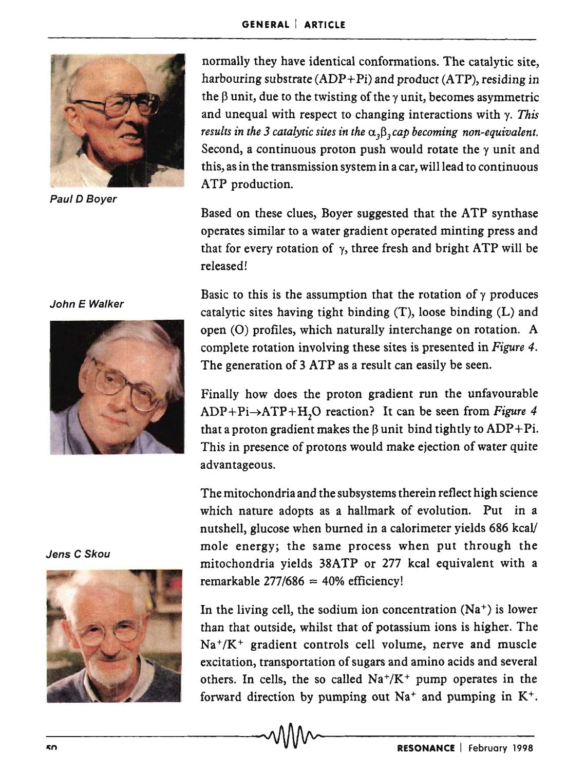Paul D Boyer

John E Walker

Jens C Skou

normally they have identical conformations. The catalytic site, harbouring substrate (ADP+Pi) and product (ATP), residing in the $\beta$ unit, due to the twisting of the $\gamma$ unit, becomes asymmetric and unequal with respect to changing interactions with $\gamma$. *This results in the 3 catalytic sites in the $\alpha_3\beta_3$ cap becoming non-equivalent.* Second, a continuous proton push would rotate the $\gamma$ unit and this, as in the transmission system in a car, will lead to continuous ATP production.

Based on these clues, Boyer suggested that the ATP synthase operates similar to a water gradient operated minting press and that for every rotation of $\gamma$, three fresh and bright ATP will be released!

Basic to this is the assumption that the rotation of $\gamma$ produces catalytic sites having tight binding (T), loose binding (L) and open (O) profiles, which naturally interchange on rotation. A complete rotation involving these sites is presented in *Figure 4*. The generation of 3 ATP as a result can easily be seen.

Finally how does the proton gradient run the unfavourable $ADP+Pi \rightarrow ATP+H_2O$ reaction? It can be seen from *Figure 4* that a proton gradient makes the $\beta$ unit bind tightly to ADP+Pi. This in presence of protons would make ejection of water quite advantageous.

The mitochondria and the subsystems therein reflect high science which nature adopts as a hallmark of evolution. Put in a nutshell, glucose when burned in a calorimeter yields 686 kcal/mole energy; the same process when put through the mitochondria yields 38ATP or 277 kcal equivalent with a remarkable $277/686 = 40\%$ efficiency!

In the living cell, the sodium ion concentration ($Na^+$) is lower than that outside, whilst that of potassium ions is higher. The $Na^+/K^+$ gradient controls cell volume, nerve and muscle excitation, transportation of sugars and amino acids and several others. In cells, the so called $Na^+/K^+$ pump operates in the forward direction by pumping out $Na^+$ and pumping in $K^+$.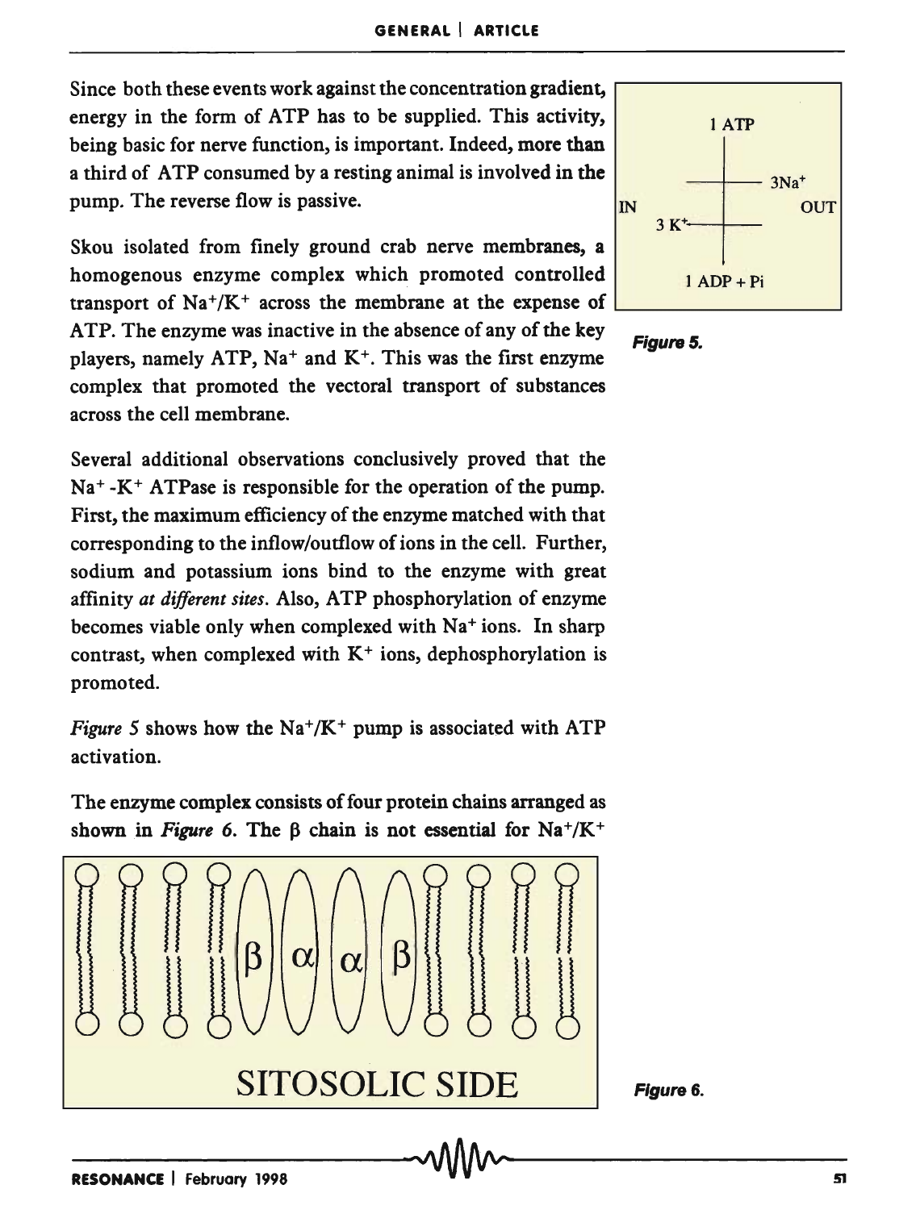Since both these events work against the concentration gradient, energy in the form of ATP has to be supplied. This activity, being basic for nerve function, is important. Indeed, more than a third of ATP consumed by a resting animal is involved in the pump. The reverse flow is passive.

Skou isolated from finely ground crab nerve membranes, a homogenous enzyme complex which promoted controlled transport of $Na^+/K^+$ across the membrane at the expense of ATP. The enzyme was inactive in the absence of any of the key players, namely ATP, $Na^+$ and $K^+$. This was the first enzyme complex that promoted the vectoral transport of substances across the cell membrane.

Several additional observations conclusively proved that the $Na^+$ -$K^+$ ATPase is responsible for the operation of the pump. First, the maximum efficiency of the enzyme matched with that corresponding to the inflow/outflow of ions in the cell. Further, sodium and potassium ions bind to the enzyme with great affinity *at different sites*. Also, ATP phosphorylation of enzyme becomes viable only when complexed with $Na^+$ ions. In sharp contrast, when complexed with $K^+$ ions, dephosphorylation is promoted.

*Figure* 5 shows how the $Na^+/K^+$ pump is associated with ATP activation.

1 ATP

IN — $3Na^+$ — OUT

$3 K^+$

1 ADP + Pi

**Figure 5.**

The enzyme complex consists of four protein chains arranged as shown in *Figure 6*. The β chain is not essential for $Na^+/K^+$

β α α β

SITOSOLIC SIDE

**Figure 6.**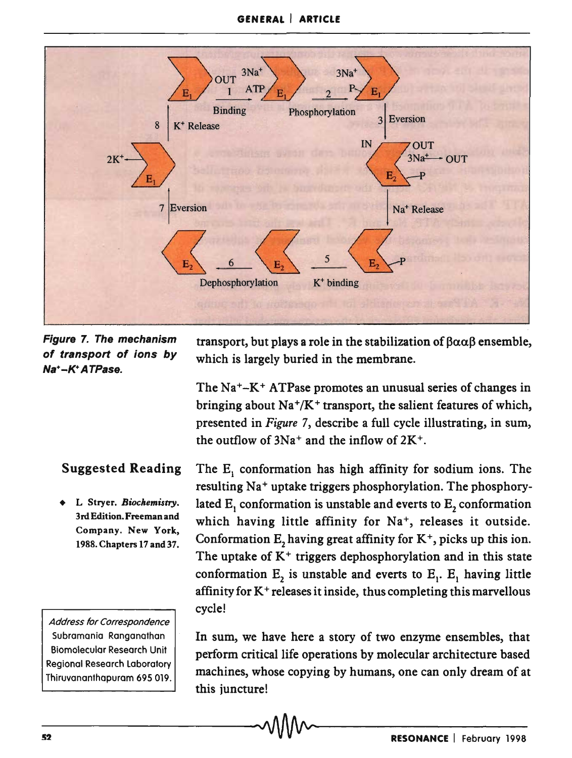E1
OUT
3Na+
1 ATP
Binding
E1
3Na+
2 P
Phosphorylation
E1
3 Eversion
IN
OUT
3Na+ → OUT
E2
P
Na+ Release
8 K+ Release
2K+
E1
7 Eversion
E2
6
Dephosphorylation
E2
5
K+ binding
E2
P

**Figure 7. The mechanism of transport of ions by $Na^+$–$K^+$ ATPase.**

transport, but plays a role in the stabilization of $\beta\alpha\alpha\beta$ ensemble, which is largely buried in the membrane.

The $Na^+$–$K^+$ ATPase promotes an unusual series of changes in bringing about $Na^+/K^+$ transport, the salient features of which, presented in *Figure* 7, describe a full cycle illustrating, in sum, the outflow of $3Na^+$ and the inflow of $2K^+$.

The $E_1$ conformation has high affinity for sodium ions. The resulting $Na^+$ uptake triggers phosphorylation. The phosphorylated $E_1$ conformation is unstable and everts to $E_2$ conformation which having little affinity for $Na^+$, releases it outside. Conformation $E_2$ having great affinity for $K^+$, picks up this ion. The uptake of $K^+$ triggers dephosphorylation and in this state conformation $E_2$ is unstable and everts to $E_1$. $E_1$ having little affinity for $K^+$ releases it inside, thus completing this marvellous cycle!

In sum, we have here a story of two enzyme ensembles, that perform critical life operations by molecular architecture based machines, whose copying by humans, one can only dream of at this juncture!

## Suggested Reading

- L Stryer. *Biochemistry*. 3rd Edition. Freeman and Company. New York, 1988. Chapters 17 and 37.

*Address for Correspondence*
Subramania Ranganathan
Biomolecular Research Unit
Regional Research Laboratory
Thiruvananthapuram 695 019.